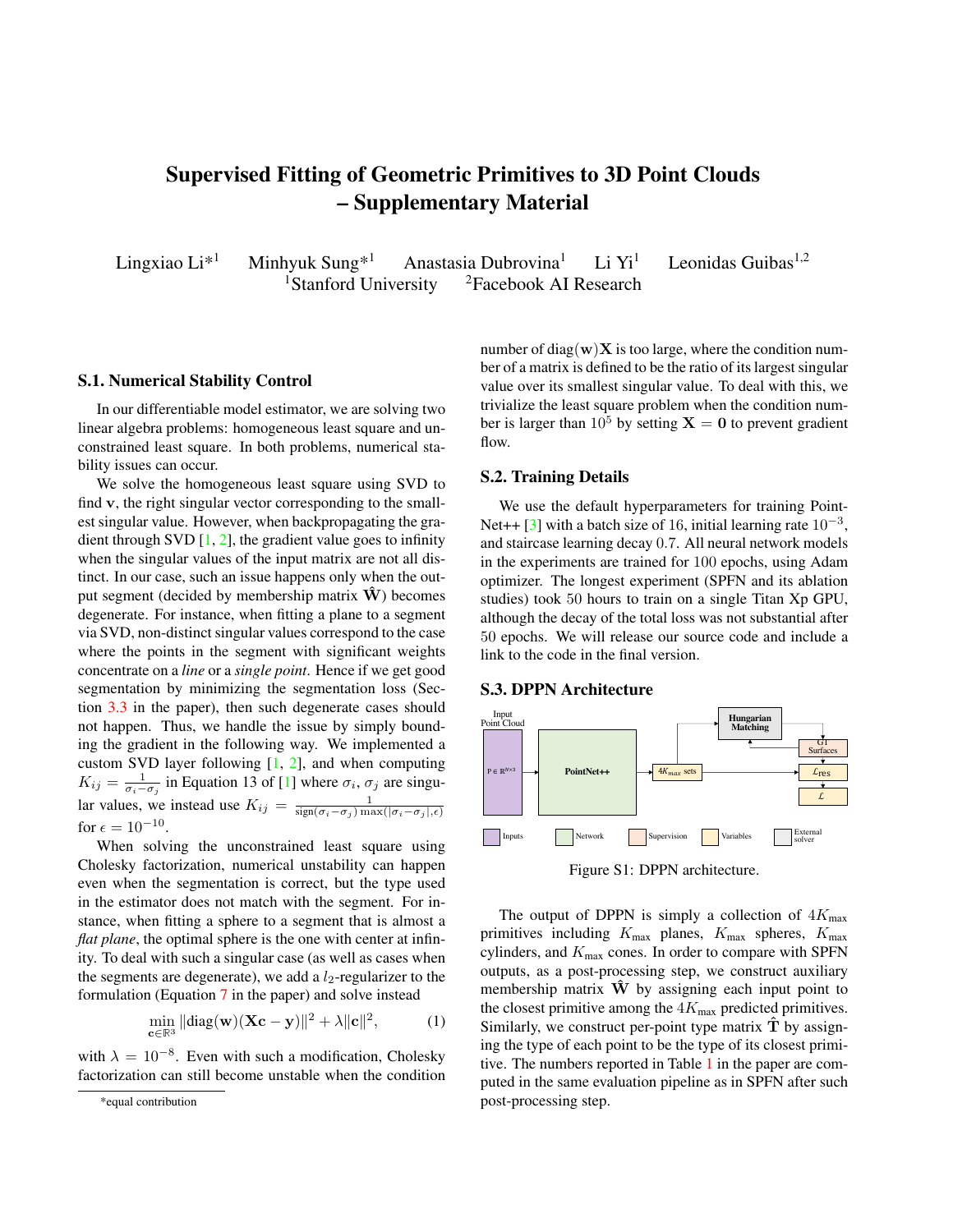# Supervised Fitting of Geometric Primitives to 3D Point Clouds – Supplementary Material

Lingxiao Li*[1] Minhyuk Sung*[1] Anastasia Dubrovina[1] Li Yi[1] Leonidas Guibas[1,2]

[1]Stanford University [2]Facebook AI Research

## S.1. Numerical Stability Control

In our differentiable model estimator, we are solving two linear algebra problems: homogeneous least square and unconstrained least square. In both problems, numerical stability issues can occur.

We solve the homogeneous least square using SVD to find $\mathbf{v}$, the right singular vector corresponding to the smallest singular value. However, when backpropagating the gradient through SVD [1, 2], the gradient value goes to infinity when the singular values of the input matrix are not all distinct. In our case, such an issue happens only when the output segment (decided by membership matrix $\hat{\mathbf{W}}$) becomes degenerate. For instance, when fitting a plane to a segment via SVD, non-distinct singular values correspond to the case where the points in the segment with significant weights concentrate on a *line* or a *single point*. Hence if we get good segmentation by minimizing the segmentation loss (Section 3.3 in the paper), then such degenerate cases should not happen. Thus, we handle the issue by simply bounding the gradient in the following way. We implemented a custom SVD layer following [1, 2], and when computing $K_{ij} = \frac{1}{\sigma_i - \sigma_j}$ in Equation 13 of [1] where $\sigma_i, \sigma_j$ are singular values, we instead use $K_{ij} = \frac{1}{\text{sign}(\sigma_i - \sigma_j) \max(|\sigma_i - \sigma_j|, \epsilon)}$ for $\epsilon = 10^{-10}$.

When solving the unconstrained least square using Cholesky factorization, numerical unstability can happen even when the segmentation is correct, but the type used in the estimator does not match with the segment. For instance, when fitting a sphere to a segment that is almost a *flat plane*, the optimal sphere is the one with center at infinity. To deal with such a singular case (as well as cases when the segments are degenerate), we add a $l_2$-regularizer to the formulation (Equation 7 in the paper) and solve instead

$$\min_{\mathbf{c} \in \mathbb{R}^3} \|\text{diag}(\mathbf{w})(\mathbf{Xc} - \mathbf{y})\|^2 + \lambda \|\mathbf{c}\|^2, \tag{1}$$

with $\lambda = 10^{-8}$. Even with such a modification, Cholesky factorization can still become unstable when the condition number of $\text{diag}(\mathbf{w})\mathbf{X}$ is too large, where the condition number of a matrix is defined to be the ratio of its largest singular value over its smallest singular value. To deal with this, we trivialize the least square problem when the condition number is larger than $10^5$ by setting $\mathbf{X} = \mathbf{0}$ to prevent gradient flow.

## S.2. Training Details

We use the default hyperparameters for training PointNet++ [3] with a batch size of 16, initial learning rate $10^{-3}$, and staircase learning decay 0.7. All neural network models in the experiments are trained for 100 epochs, using Adam optimizer. The longest experiment (SPFN and its ablation studies) took 50 hours to train on a single Titan Xp GPU, although the decay of the total loss was not substantial after 50 epochs. We will release our source code and include a link to the code in the final version.

## S.3. DPPN Architecture

Figure S1: DPPN architecture.

The output of DPPN is simply a collection of $4K_{\text{max}}$ primitives including $K_{\text{max}}$ planes, $K_{\text{max}}$ spheres, $K_{\text{max}}$ cylinders, and $K_{\text{max}}$ cones. In order to compare with SPFN outputs, as a post-processing step, we construct auxiliary membership matrix $\hat{\mathbf{W}}$ by assigning each input point to the closest primitive among the $4K_{\text{max}}$ predicted primitives. Similarly, we construct per-point type matrix $\hat{\mathbf{T}}$ by assigning the type of each point to be the type of its closest primitive. The numbers reported in Table 1 in the paper are computed in the same evaluation pipeline as in SPFN after such post-processing step.

*equal contribution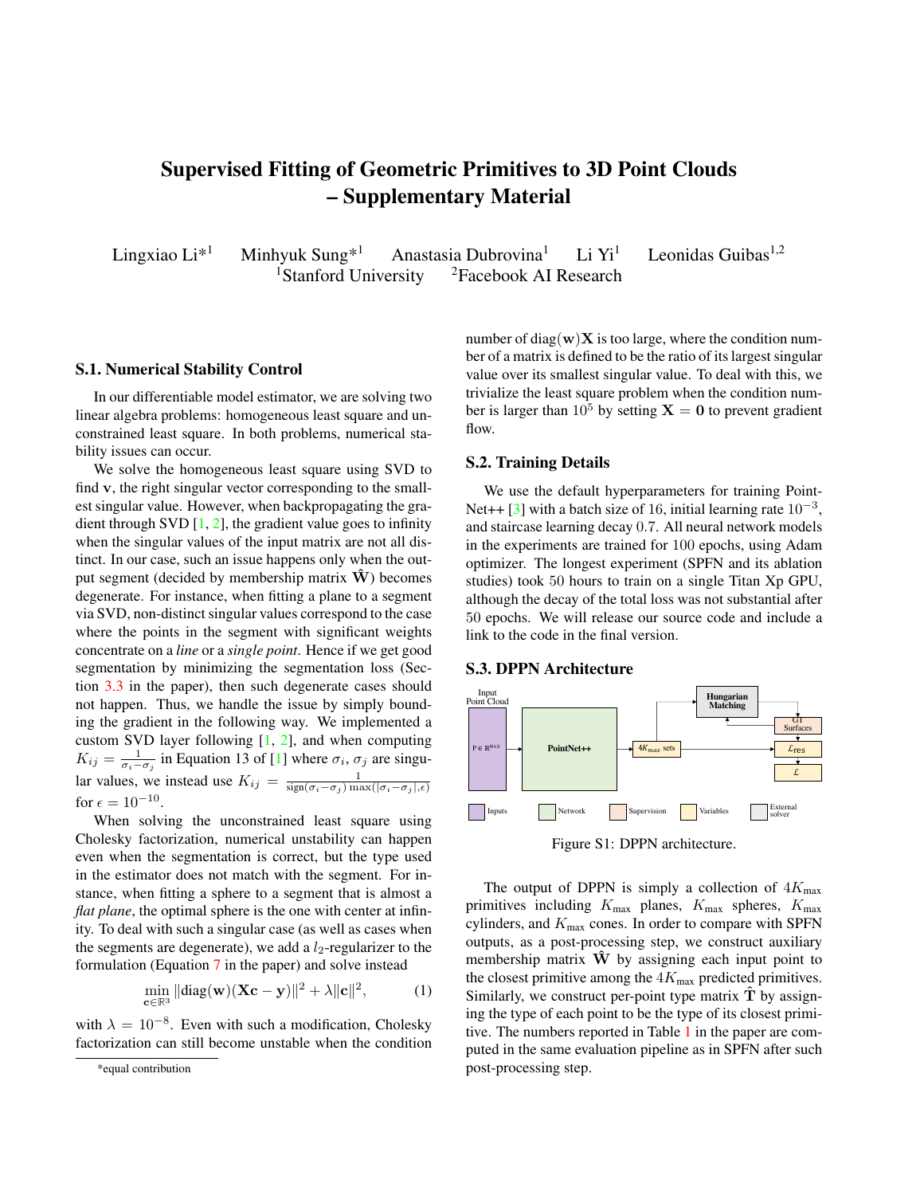# Supervised Fitting of Geometric Primitives to 3D Point Clouds – Supplementary Material

Lingxiao Li*[1] Minhyuk Sung*[1] Anastasia Dubrovina[1] Li Yi[1] Leonidas Guibas[1,2]
[1]Stanford University [2]Facebook AI Research

## S.1. Numerical Stability Control

In our differentiable model estimator, we are solving two linear algebra problems: homogeneous least square and unconstrained least square. In both problems, numerical stability issues can occur.

We solve the homogeneous least square using SVD to find $\mathbf{v}$, the right singular vector corresponding to the smallest singular value. However, when backpropagating the gradient through SVD [1, 2], the gradient value goes to infinity when the singular values of the input matrix are not all distinct. In our case, such an issue happens only when the output segment (decided by membership matrix $\hat{\mathbf{W}}$) becomes degenerate. For instance, when fitting a plane to a segment via SVD, non-distinct singular values correspond to the case where the points in the segment with significant weights concentrate on a *line* or a *single point*. Hence if we get good segmentation by minimizing the segmentation loss (Section 3.3 in the paper), then such degenerate cases should not happen. Thus, we handle the issue by simply bounding the gradient in the following way. We implemented a custom SVD layer following [1, 2], and when computing $K_{ij} = \frac{1}{\sigma_i - \sigma_j}$ in Equation 13 of [1] where $\sigma_i, \sigma_j$ are singular values, we instead use $K_{ij} = \frac{1}{\text{sign}(\sigma_i - \sigma_j)\max(|\sigma_i - \sigma_j|, \epsilon)}$ for $\epsilon = 10^{-10}$.

When solving the unconstrained least square using Cholesky factorization, numerical unstability can happen even when the segmentation is correct, but the type used in the estimator does not match with the segment. For instance, when fitting a sphere to a segment that is almost a *flat plane*, the optimal sphere is the one with center at infinity. To deal with such a singular case (as well as cases when the segments are degenerate), we add a $l_2$-regularizer to the formulation (Equation 7 in the paper) and solve instead

$$\min_{\mathbf{c} \in \mathbb{R}^3} \|\text{diag}(\mathbf{w})(\mathbf{X}\mathbf{c} - \mathbf{y})\|^2 + \lambda \|\mathbf{c}\|^2, \tag{1}$$

with $\lambda = 10^{-8}$. Even with such a modification, Cholesky factorization can still become unstable when the condition number of $\text{diag}(\mathbf{w})\mathbf{X}$ is too large, where the condition number of a matrix is defined to be the ratio of its largest singular value over its smallest singular value. To deal with this, we trivialize the least square problem when the condition number is larger than $10^5$ by setting $\mathbf{X} = \mathbf{0}$ to prevent gradient flow.

*equal contribution

## S.2. Training Details

We use the default hyperparameters for training PointNet++ [3] with a batch size of 16, initial learning rate $10^{-3}$, and staircase learning decay 0.7. All neural network models in the experiments are trained for 100 epochs, using Adam optimizer. The longest experiment (SPFN and its ablation studies) took 50 hours to train on a single Titan Xp GPU, although the decay of the total loss was not substantial after 50 epochs. We will release our source code and include a link to the code in the final version.

## S.3. DPPN Architecture

Input Point Cloud
$P \in \mathbb{R}^{N \times 3}$
PointNet++
$4K_{max}$ sets
Hungarian Matching
GT Surfaces
$\mathcal{L}_{\text{res}}$
$\mathcal{L}$
Inputs
Network
Supervision
Variables
External solver

Figure S1: DPPN architecture.

The output of DPPN is simply a collection of $4K_{\max}$ primitives including $K_{\max}$ planes, $K_{\max}$ spheres, $K_{\max}$ cylinders, and $K_{\max}$ cones. In order to compare with SPFN outputs, as a post-processing step, we construct auxiliary membership matrix $\hat{\mathbf{W}}$ by assigning each input point to the closest primitive among the $4K_{\max}$ predicted primitives. Similarly, we construct per-point type matrix $\hat{\mathbf{T}}$ by assigning the type of each point to be the type of its closest primitive. The numbers reported in Table 1 in the paper are computed in the same evaluation pipeline as in SPFN after such post-processing step.